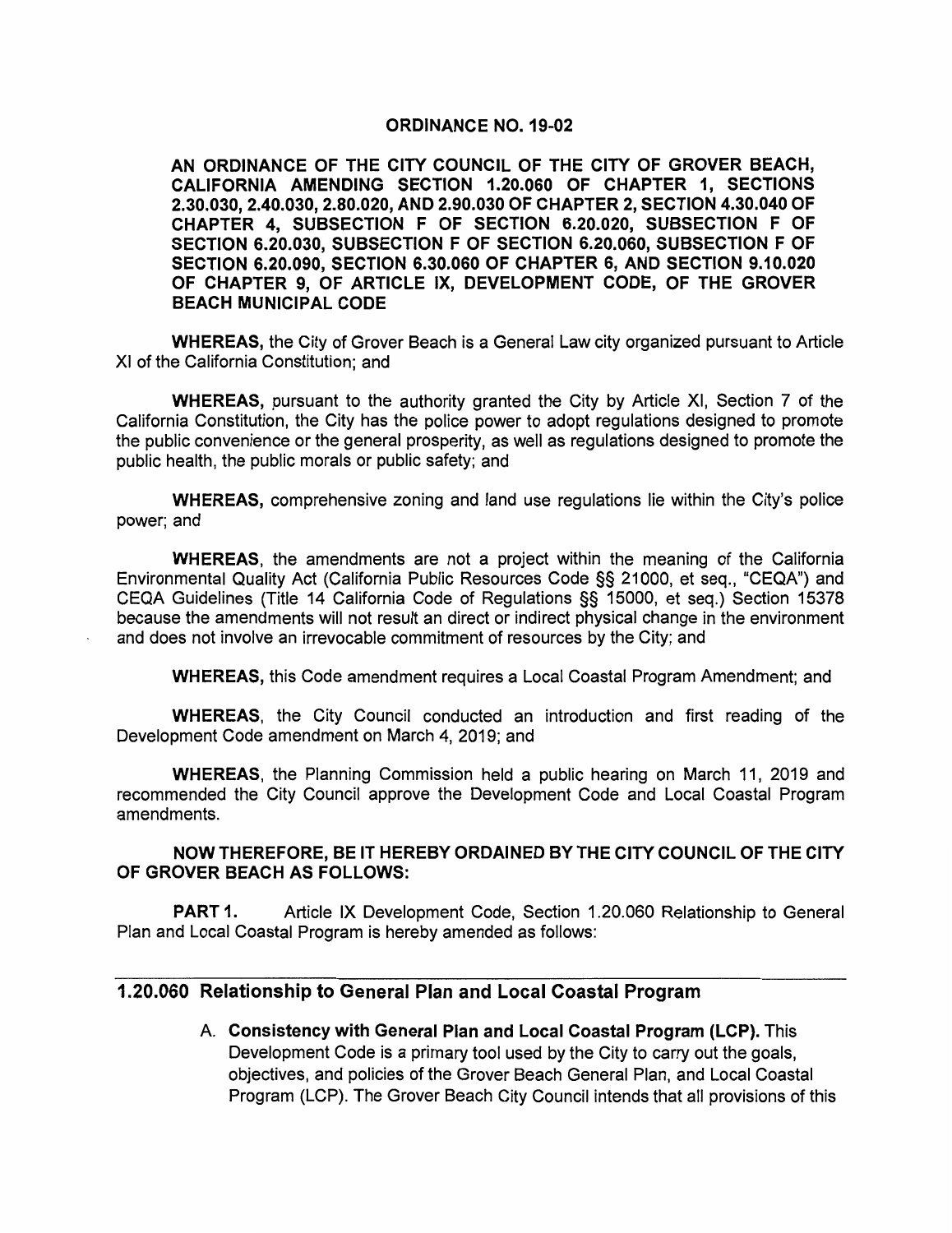# ORDINANCE NO. 19-02

**AN ORDINANCE OF THE CITY COUNCIL OF THE CITY OF GROVER BEACH, CALIFORNIA AMENDING SECTION 1.20.060 OF CHAPTER 1, SECTIONS 2.30.030, 2.40.030, 2.80.020, AND 2.90.030 OF CHAPTER 2, SECTION 4.30.040 OF CHAPTER 4, SUBSECTION F OF SECTION 6.20.020, SUBSECTION F OF SECTION 6.20.030, SUBSECTION F OF SECTION 6.20.060, SUBSECTION F OF SECTION 6.20.090, SECTION 6.30.060 OF CHAPTER 6, AND SECTION 9.10.020 OF CHAPTER 9, OF ARTICLE IX, DEVELOPMENT CODE, OF THE GROVER BEACH MUNICIPAL CODE**

**WHEREAS,** the City of Grover Beach is a General Law city organized pursuant to Article XI of the California Constitution; and

**WHEREAS,** pursuant to the authority granted the City by Article XI, Section 7 of the California Constitution, the City has the police power to adopt regulations designed to promote the public convenience or the general prosperity, as well as regulations designed to promote the public health, the public morals or public safety; and

**WHEREAS,** comprehensive zoning and land use regulations lie within the City's police power; and

**WHEREAS**, the amendments are not a project within the meaning of the California Environmental Quality Act (California Public Resources Code §§ 21000, et seq., "CEQA") and CEQA Guidelines (Title 14 California Code of Regulations §§ 15000, et seq.) Section 15378 because the amendments will not result an direct or indirect physical change in the environment and does not involve an irrevocable commitment of resources by the City; and

**WHEREAS,** this Code amendment requires a Local Coastal Program Amendment; and

**WHEREAS**, the City Council conducted an introduction and first reading of the Development Code amendment on March 4, 2019; and

**WHEREAS**, the Planning Commission held a public hearing on March 11, 2019 and recommended the City Council approve the Development Code and Local Coastal Program amendments.

**NOW THEREFORE, BE IT HEREBY ORDAINED BY THE CITY COUNCIL OF THE CITY OF GROVER BEACH AS FOLLOWS:**

**PART 1.** Article IX Development Code, Section 1.20.060 Relationship to General Plan and Local Coastal Program is hereby amended as follows:

## 1.20.060 Relationship to General Plan and Local Coastal Program

A. **Consistency with General Plan and Local Coastal Program (LCP).** This Development Code is a primary tool used by the City to carry out the goals, objectives, and policies of the Grover Beach General Plan, and Local Coastal Program (LCP). The Grover Beach City Council intends that all provisions of this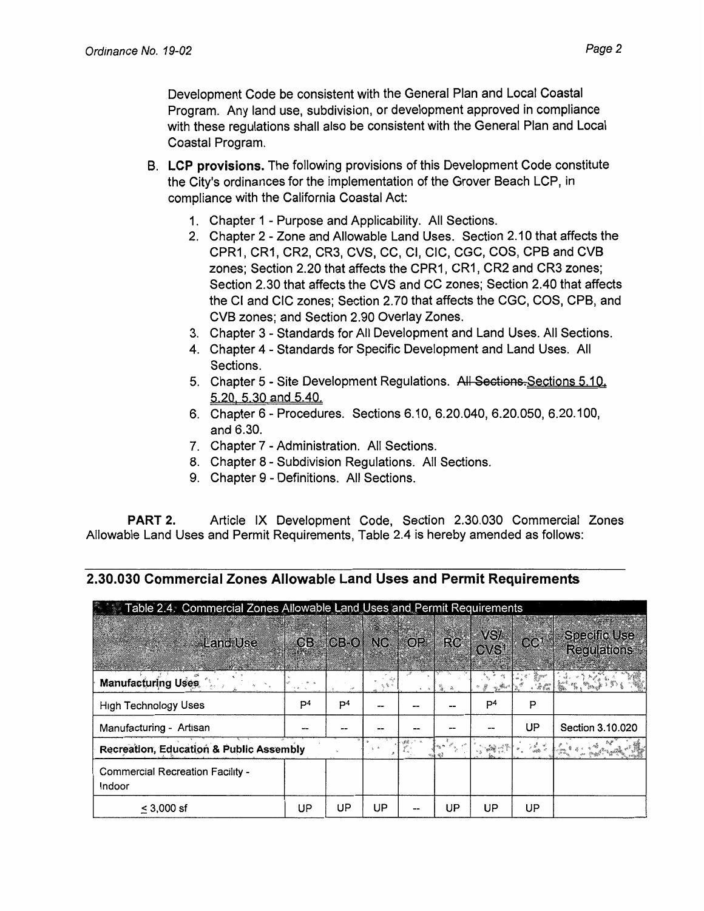Development Code be consistent with the General Plan and Local Coastal Program. Any land use, subdivision, or development approved in compliance with these regulations shall also be consistent with the General Plan and Local Coastal Program.

B. **LCP provisions.** The following provisions of this Development Code constitute the City's ordinances for the implementation of the Grover Beach LCP, in compliance with the California Coastal Act:

1. Chapter 1 - Purpose and Applicability. All Sections.
2. Chapter 2 - Zone and Allowable Land Uses. Section 2.10 that affects the CPR1, CR1, CR2, CR3, CVS, CC, CI, CIC, CGC, COS, CPB and CVB zones; Section 2.20 that affects the CPR1, CR1, CR2 and CR3 zones; Section 2.30 that affects the CVS and CC zones; Section 2.40 that affects the CI and CIC zones; Section 2.70 that affects the CGC, COS, CPB, and CVB zones; and Section 2.90 Overlay Zones.
3. Chapter 3 - Standards for All Development and Land Uses. All Sections.
4. Chapter 4 - Standards for Specific Development and Land Uses. All Sections.
5. Chapter 5 - Site Development Regulations. ~~All Sections.~~ Sections 5.10, 5.20, 5.30 and 5.40.
6. Chapter 6 - Procedures. Sections 6.10, 6.20.040, 6.20.050, 6.20.100, and 6.30.
7. Chapter 7 - Administration. All Sections.
8. Chapter 8 - Subdivision Regulations. All Sections.
9. Chapter 9 - Definitions. All Sections.

**PART 2.** Article IX Development Code, Section 2.30.030 Commercial Zones Allowable Land Uses and Permit Requirements, Table 2.4 is hereby amended as follows:

## 2.30.030 Commercial Zones Allowable Land Uses and Permit Requirements

Table 2.4: Commercial Zones Allowable Land Uses and Permit Requirements

| Land Use | CB | CB-O | NC | OP | RC | VS/ CVS[1] | CC[1] | Specific Use Regulations |
|---|---|---|---|---|---|---|---|---|
| **Manufacturing Uses** | | | | | | | | |
| High Technology Uses | P[4] | P[4] | -- | -- | -- | P[4] | P | |
| Manufacturing - Artisan | -- | -- | -- | -- | -- | -- | UP | Section 3.10.020 |
| **Recreation, Education & Public Assembly** | | | | | | | | |
| Commercial Recreation Facility - Indoor | | | | | | | | |
| ≤ 3,000 sf | UP | UP | UP | -- | UP | UP | UP | |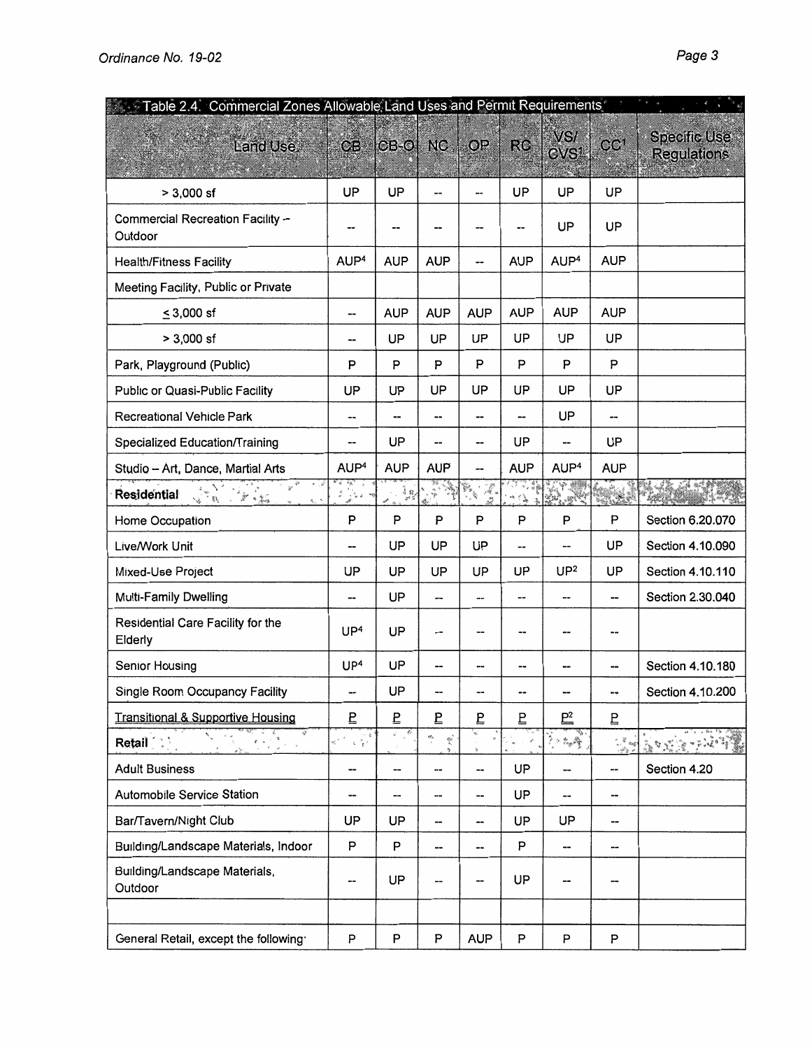| Table 2.4. Commercial Zones Allowable Land Uses and Permit Requirements | | | | | | | | |
|---|---|---|---|---|---|---|---|---|
| Land Use | CB | CB-O | NC | OP | RC | VS/ CVS[1] | CC[1] | Specific Use Regulations |
| > 3,000 sf | UP | UP | -- | -- | UP | UP | UP | |
| Commercial Recreation Facility – Outdoor | -- | -- | -- | -- | -- | UP | UP | |
| Health/Fitness Facility | AUP[4] | AUP | AUP | -- | AUP | AUP[4] | AUP | |
| Meeting Facility, Public or Private | | | | | | | | |
| ≤ 3,000 sf | -- | AUP | AUP | AUP | AUP | AUP | AUP | |
| > 3,000 sf | -- | UP | UP | UP | UP | UP | UP | |
| Park, Playground (Public) | P | P | P | P | P | P | P | |
| Public or Quasi-Public Facility | UP | UP | UP | UP | UP | UP | UP | |
| Recreational Vehicle Park | -- | -- | -- | -- | -- | UP | -- | |
| Specialized Education/Training | -- | UP | -- | -- | UP | -- | UP | |
| Studio – Art, Dance, Martial Arts | AUP[4] | AUP | AUP | -- | AUP | AUP[4] | AUP | |
| **Residential** | | | | | | | | |
| Home Occupation | P | P | P | P | P | P | P | Section 6.20.070 |
| Live/Work Unit | -- | UP | UP | UP | -- | -- | UP | Section 4.10.090 |
| Mixed-Use Project | UP | UP | UP | UP | UP | UP[2] | UP | Section 4.10.110 |
| Multi-Family Dwelling | -- | UP | -- | -- | -- | -- | -- | Section 2.30.040 |
| Residential Care Facility for the Elderly | UP[4] | UP | -- | -- | -- | -- | -- | |
| Senior Housing | UP[4] | UP | -- | -- | -- | -- | -- | Section 4.10.180 |
| Single Room Occupancy Facility | -- | UP | -- | -- | -- | -- | -- | Section 4.10.200 |
| Transitional & Supportive Housing | P | P | P | P | P | P[2] | P | |
| **Retail** | | | | | | | | |
| Adult Business | -- | -- | -- | -- | UP | -- | -- | Section 4.20 |
| Automobile Service Station | -- | -- | -- | -- | UP | -- | -- | |
| Bar/Tavern/Night Club | UP | UP | -- | -- | UP | UP | -- | |
| Building/Landscape Materials, Indoor | P | P | -- | -- | P | -- | -- | |
| Building/Landscape Materials, Outdoor | -- | UP | -- | -- | UP | -- | -- | |
| | | | | | | | | |
| General Retail, except the following: | P | P | P | AUP | P | P | P | |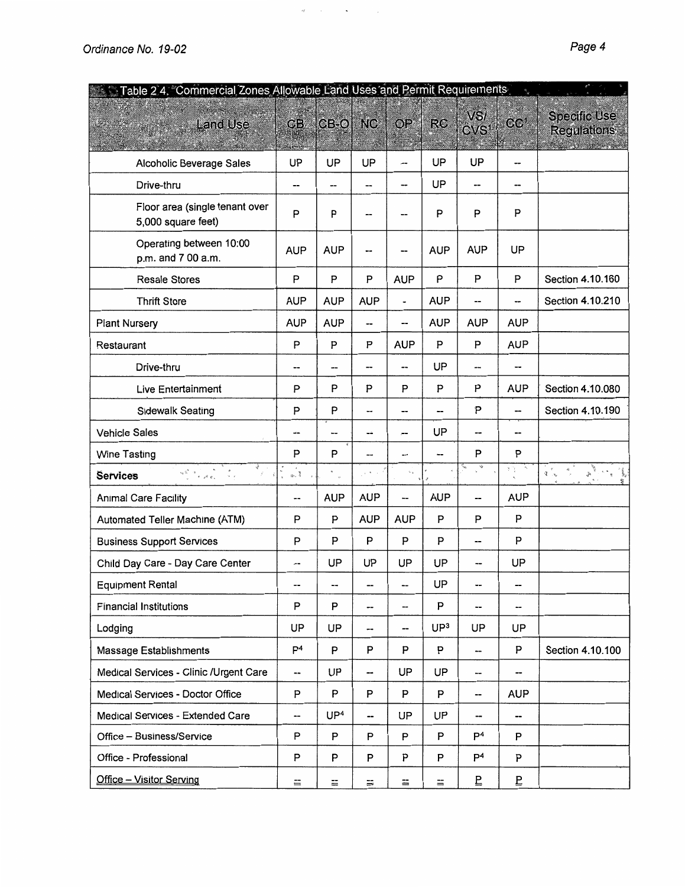| Table 2 4. Commercial Zones Allowable Land Uses and Permit Requirements | | | | | | | | |
|---|---|---|---|---|---|---|---|---|
| Land Use | CB | CB-O | NC | OP | RC | VS/ CVS[1] | CC[1] | Specific Use Regulations |
| Alcoholic Beverage Sales | UP | UP | UP | -- | UP | UP | -- | |
| Drive-thru | -- | -- | -- | -- | UP | -- | -- | |
| Floor area (single tenant over 5,000 square feet) | P | P | -- | -- | P | P | P | |
| Operating between 10:00 p.m. and 7 00 a.m. | AUP | AUP | -- | -- | AUP | AUP | UP | |
| Resale Stores | P | P | P | AUP | P | P | P | Section 4.10.160 |
| Thrift Store | AUP | AUP | AUP | - | AUP | -- | -- | Section 4.10.210 |
| Plant Nursery | AUP | AUP | -- | -- | AUP | AUP | AUP | |
| Restaurant | P | P | P | AUP | P | P | AUP | |
| Drive-thru | -- | -- | -- | -- | UP | -- | -- | |
| Live Entertainment | P | P | P | P | P | P | AUP | Section 4.10.080 |
| Sidewalk Seating | P | P | -- | -- | -- | P | -- | Section 4.10.190 |
| Vehicle Sales | -- | -- | -- | -- | UP | -- | -- | |
| Wine Tasting | P | P | -- | -- | -- | P | P | |
| **Services** | | | | | | | | |
| Animal Care Facility | -- | AUP | AUP | -- | AUP | -- | AUP | |
| Automated Teller Machine (ATM) | P | P | AUP | AUP | P | P | P | |
| Business Support Services | P | P | P | P | P | -- | P | |
| Child Day Care - Day Care Center | -- | UP | UP | UP | UP | -- | UP | |
| Equipment Rental | -- | -- | -- | -- | UP | -- | -- | |
| Financial Institutions | P | P | -- | -- | P | -- | -- | |
| Lodging | UP | UP | -- | -- | UP[3] | UP | UP | |
| Massage Establishments | P[4] | P | P | P | P | -- | P | Section 4.10.100 |
| Medical Services - Clinic /Urgent Care | -- | UP | -- | UP | UP | -- | -- | |
| Medical Services - Doctor Office | P | P | P | P | P | -- | AUP | |
| Medical Services - Extended Care | -- | UP[4] | -- | UP | UP | -- | -- | |
| Office – Business/Service | P | P | P | P | P | P[4] | P | |
| Office - Professional | P | P | P | P | P | P[4] | P | |
| Office – Visitor Serving | -- | -- | -- | -- | -- | P | P | |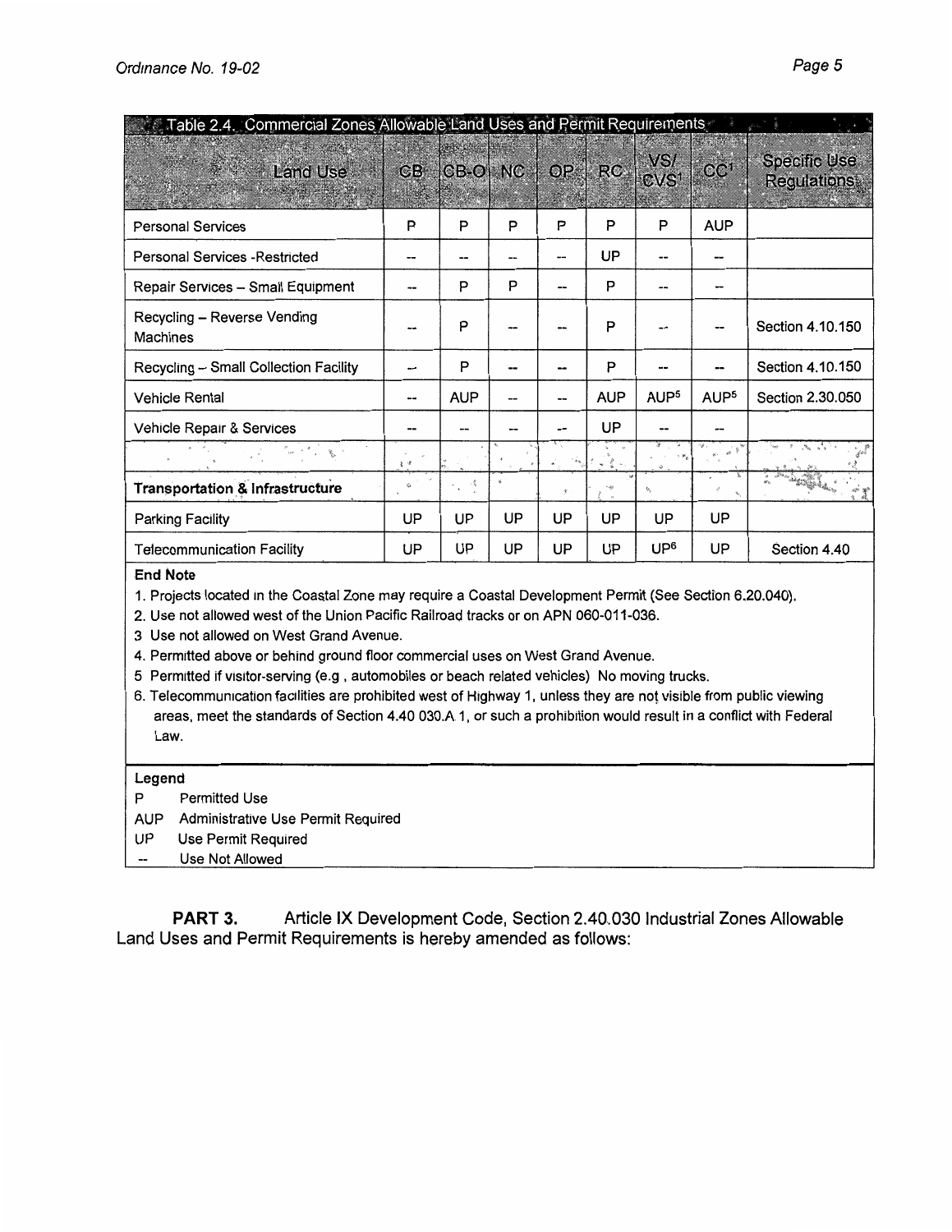| Table 2.4. Commercial Zones Allowable Land Uses and Permit Requirements | | | | | | | | |
|---|---|---|---|---|---|---|---|---|
| Land Use | CB | CB-O | NC | OP | RC | VS/ CVS[1] | CC[1] | Specific Use Regulations |
| Personal Services | P | P | P | P | P | P | AUP | |
| Personal Services -Restricted | -- | -- | -- | -- | UP | -- | -- | |
| Repair Services – Small Equipment | -- | P | P | -- | P | -- | -- | |
| Recycling – Reverse Vending Machines | -- | P | -- | -- | P | -- | -- | Section 4.10.150 |
| Recycling – Small Collection Facility | -- | P | -- | -- | P | -- | -- | Section 4.10.150 |
| Vehicle Rental | -- | AUP | -- | -- | AUP | AUP[5] | AUP[5] | Section 2.30.050 |
| Vehicle Repair & Services | -- | -- | -- | -- | UP | -- | -- | |
| | | | | | | | | |
| **Transportation & Infrastructure** | | | | | | | | |
| Parking Facility | UP | UP | UP | UP | UP | UP | UP | |
| Telecommunication Facility | UP | UP | UP | UP | UP | UP[6] | UP | Section 4.40 |

**End Note**

1. Projects located in the Coastal Zone may require a Coastal Development Permit (See Section 6.20.040).
2. Use not allowed west of the Union Pacific Railroad tracks or on APN 060-011-036.
3. Use not allowed on West Grand Avenue.
4. Permitted above or behind ground floor commercial uses on West Grand Avenue.
5. Permitted if visitor-serving (e.g , automobiles or beach related vehicles) No moving trucks.
6. Telecommunication facilities are prohibited west of Highway 1, unless they are not visible from public viewing areas, meet the standards of Section 4.40 030.A 1, or such a prohibition would result in a conflict with Federal Law.

**Legend**

- P Permitted Use
- AUP Administrative Use Permit Required
- UP Use Permit Required
- -- Use Not Allowed

**PART 3.** Article IX Development Code, Section 2.40.030 Industrial Zones Allowable Land Uses and Permit Requirements is hereby amended as follows: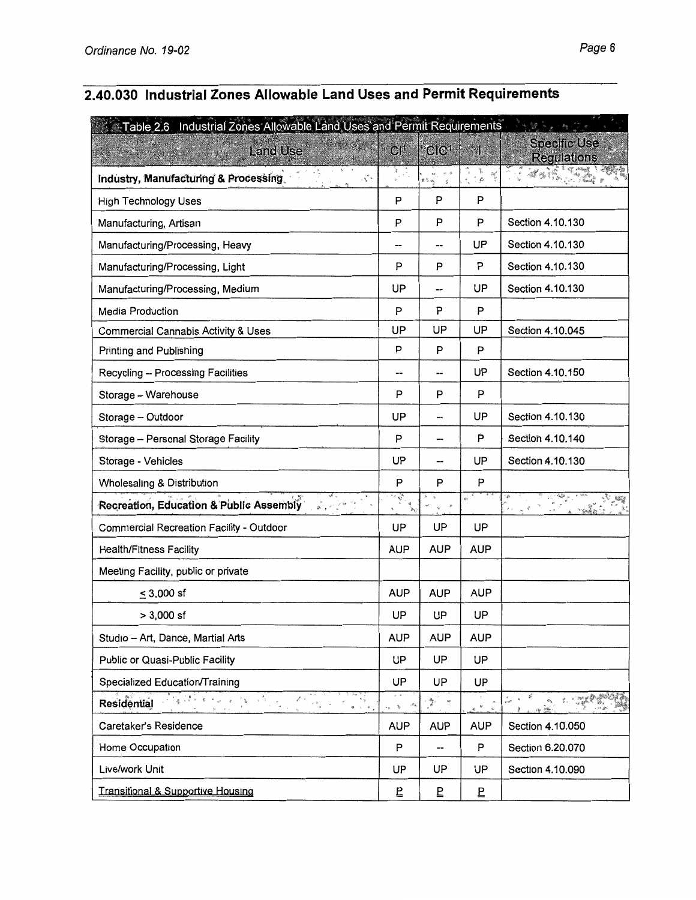## 2.40.030 Industrial Zones Allowable Land Uses and Permit Requirements

| Table 2.6 Industrial Zones Allowable Land Uses and Permit Requirements | | | | |
|---|---|---|---|---|
| Land Use | CI[1] | CIC[1] | I | Specific Use Regulations |
| **Industry, Manufacturing & Processing** | | | | |
| High Technology Uses | P | P | P | |
| Manufacturing, Artisan | P | P | P | Section 4.10.130 |
| Manufacturing/Processing, Heavy | -- | -- | UP | Section 4.10.130 |
| Manufacturing/Processing, Light | P | P | P | Section 4.10.130 |
| Manufacturing/Processing, Medium | UP | -- | UP | Section 4.10.130 |
| Media Production | P | P | P | |
| Commercial Cannabis Activity & Uses | UP | UP | UP | Section 4.10.045 |
| Printing and Publishing | P | P | P | |
| Recycling – Processing Facilities | -- | -- | UP | Section 4.10.150 |
| Storage – Warehouse | P | P | P | |
| Storage – Outdoor | UP | -- | UP | Section 4.10.130 |
| Storage – Personal Storage Facility | P | -- | P | Section 4.10.140 |
| Storage - Vehicles | UP | -- | UP | Section 4.10.130 |
| Wholesaling & Distribution | P | P | P | |
| **Recreation, Education & Public Assembly** | | | | |
| Commercial Recreation Facility - Outdoor | UP | UP | UP | |
| Health/Fitness Facility | AUP | AUP | AUP | |
| Meeting Facility, public or private | | | | |
| ≤ 3,000 sf | AUP | AUP | AUP | |
| > 3,000 sf | UP | UP | UP | |
| Studio – Art, Dance, Martial Arts | AUP | AUP | AUP | |
| Public or Quasi-Public Facility | UP | UP | UP | |
| Specialized Education/Training | UP | UP | UP | |
| **Residential** | | | | |
| Caretaker's Residence | AUP | AUP | AUP | Section 4.10.050 |
| Home Occupation | P | -- | P | Section 6.20.070 |
| Live/work Unit | UP | UP | UP | Section 4.10.090 |
| Transitional & Supportive Housing | P | P | P | |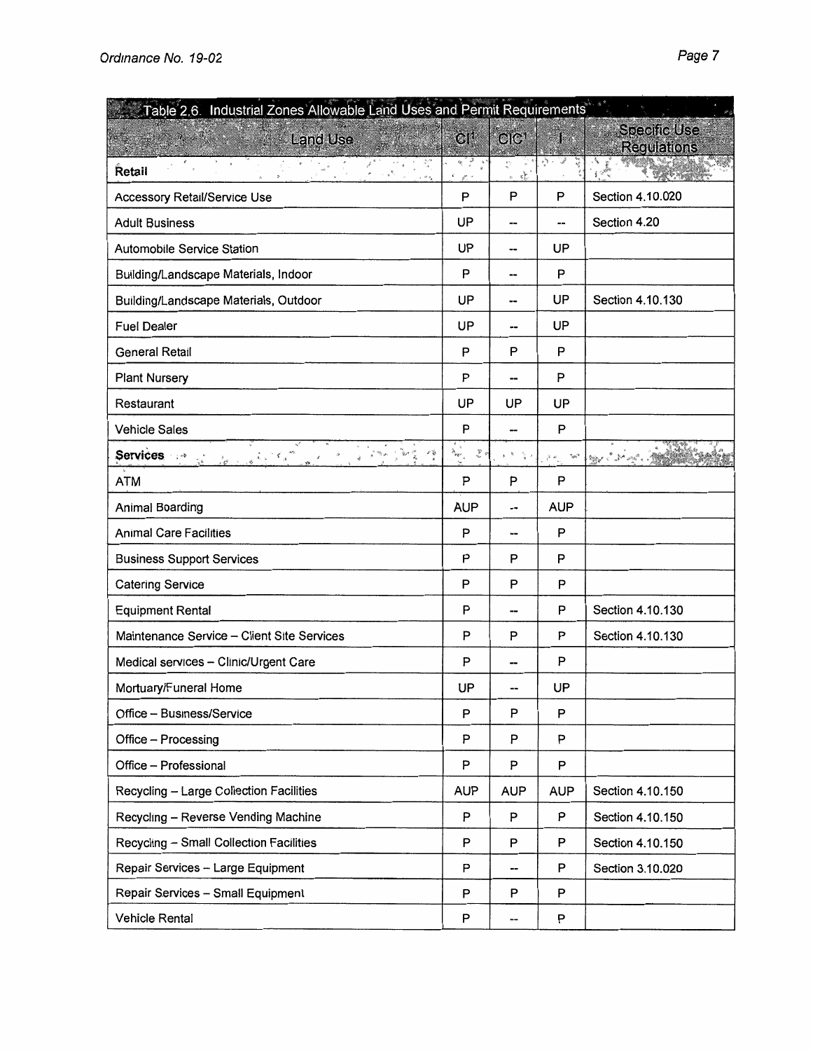| Table 2.6 Industrial Zones Allowable Land Uses and Permit Requirements | | | | |
|---|---|---|---|---|
| Land Use | CI[1] | CIC[1] | I | Specific Use Regulations |
| **Retail** | | | | |
| Accessory Retail/Service Use | P | P | P | Section 4.10.020 |
| Adult Business | UP | -- | -- | Section 4.20 |
| Automobile Service Station | UP | -- | UP | |
| Building/Landscape Materials, Indoor | P | -- | P | |
| Building/Landscape Materials, Outdoor | UP | -- | UP | Section 4.10.130 |
| Fuel Dealer | UP | -- | UP | |
| General Retail | P | P | P | |
| Plant Nursery | P | -- | P | |
| Restaurant | UP | UP | UP | |
| Vehicle Sales | P | -- | P | |
| **Services** | | | | |
| ATM | P | P | P | |
| Animal Boarding | AUP | -- | AUP | |
| Animal Care Facilities | P | -- | P | |
| Business Support Services | P | P | P | |
| Catering Service | P | P | P | |
| Equipment Rental | P | -- | P | Section 4.10.130 |
| Maintenance Service – Client Site Services | P | P | P | Section 4.10.130 |
| Medical services – Clinic/Urgent Care | P | -- | P | |
| Mortuary/Funeral Home | UP | -- | UP | |
| Office – Business/Service | P | P | P | |
| Office – Processing | P | P | P | |
| Office – Professional | P | P | P | |
| Recycling – Large Collection Facilities | AUP | AUP | AUP | Section 4.10.150 |
| Recycling – Reverse Vending Machine | P | P | P | Section 4.10.150 |
| Recycling – Small Collection Facilities | P | P | P | Section 4.10.150 |
| Repair Services – Large Equipment | P | -- | P | Section 3.10.020 |
| Repair Services – Small Equipment | P | P | P | |
| Vehicle Rental | P | -- | P | |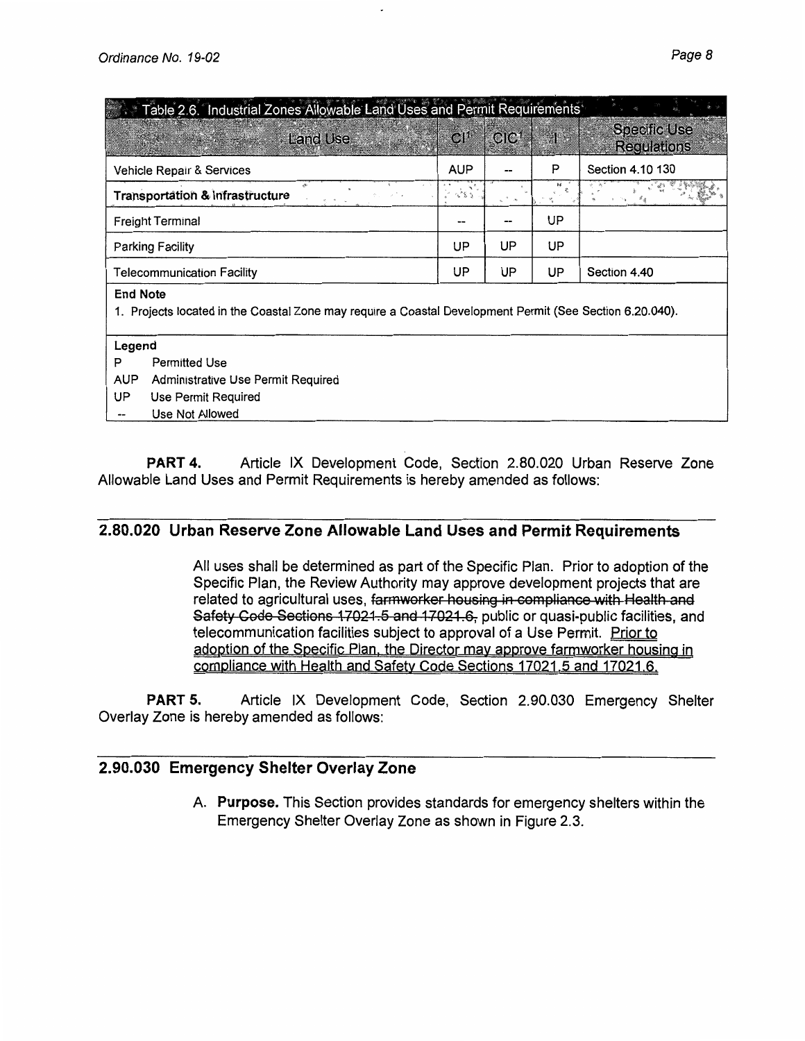| Table 2.6. Industrial Zones Allowable Land Uses and Permit Requirements | | | | |
|---|---|---|---|---|
| Land Use | CI[1] | CIC[1] | I | Specific Use Regulations |
| Vehicle Repair & Services | AUP | -- | P | Section 4.10 130 |
| **Transportation & Infrastructure** | | | | |
| Freight Terminal | -- | -- | UP | |
| Parking Facility | UP | UP | UP | |
| Telecommunication Facility | UP | UP | UP | Section 4.40 |
| **End Note** | | | | |
| 1. Projects located in the Coastal Zone may require a Coastal Development Permit (See Section 6.20.040). | | | | |
| **Legend** | | | | |
| P Permitted Use | | | | |
| AUP Administrative Use Permit Required | | | | |
| UP Use Permit Required | | | | |
| -- Use Not Allowed | | | | |

**PART 4.** Article IX Development Code, Section 2.80.020 Urban Reserve Zone Allowable Land Uses and Permit Requirements is hereby amended as follows:

## 2.80.020 Urban Reserve Zone Allowable Land Uses and Permit Requirements

All uses shall be determined as part of the Specific Plan. Prior to adoption of the Specific Plan, the Review Authority may approve development projects that are related to agricultural uses, ~~farmworker housing in compliance with Health and Safety Code Sections 17021.5 and 17021.6,~~ public or quasi-public facilities, and telecommunication facilities subject to approval of a Use Permit. <u>Prior to adoption of the Specific Plan, the Director may approve farmworker housing in compliance with Health and Safety Code Sections 17021.5 and 17021.6.</u>

**PART 5.** Article IX Development Code, Section 2.90.030 Emergency Shelter Overlay Zone is hereby amended as follows:

## 2.90.030 Emergency Shelter Overlay Zone

A. **Purpose.** This Section provides standards for emergency shelters within the Emergency Shelter Overlay Zone as shown in Figure 2.3.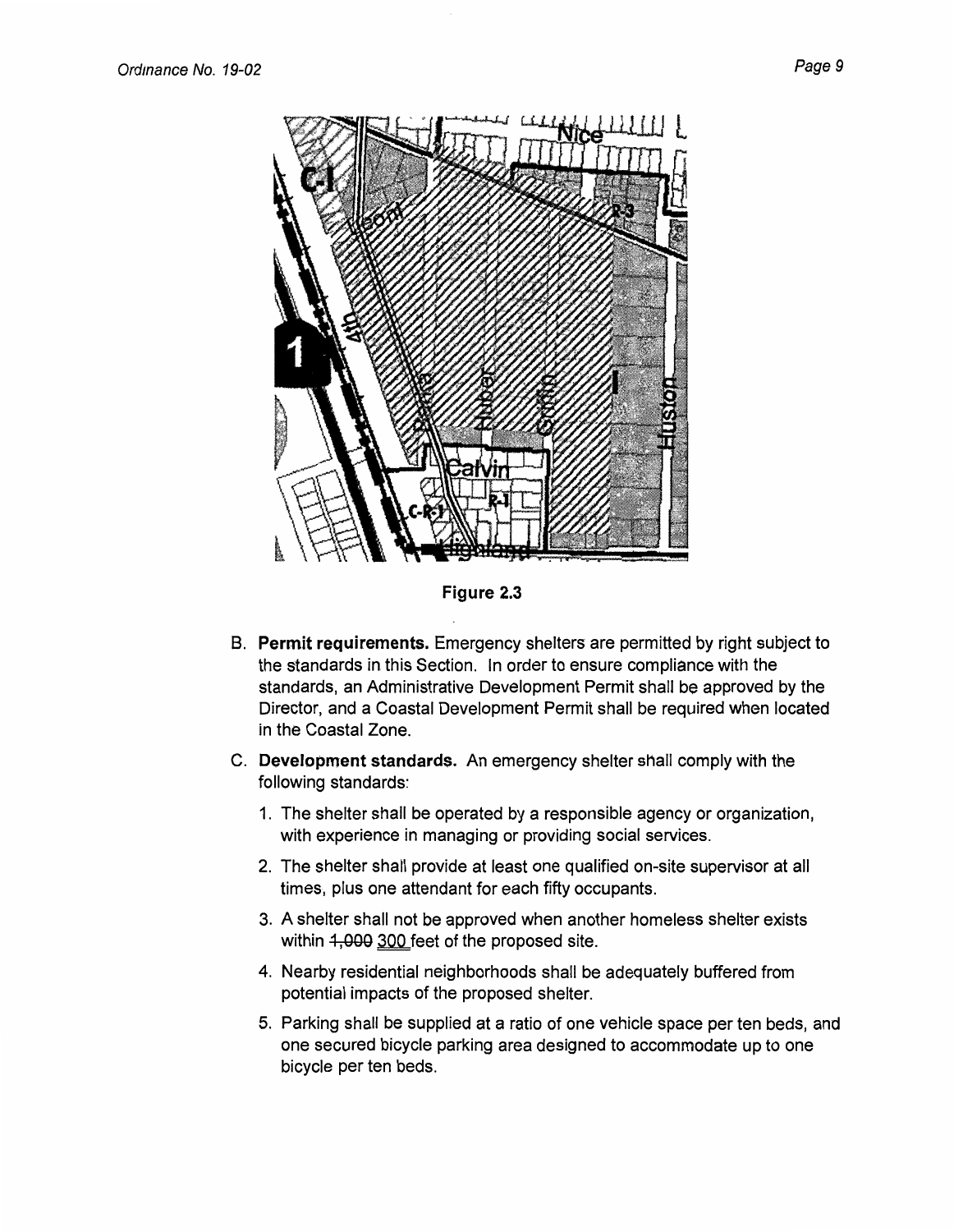Figure 2.3

B. **Permit requirements.** Emergency shelters are permitted by right subject to the standards in this Section. In order to ensure compliance with the standards, an Administrative Development Permit shall be approved by the Director, and a Coastal Development Permit shall be required when located in the Coastal Zone.

C. **Development standards.** An emergency shelter shall comply with the following standards:

   1. The shelter shall be operated by a responsible agency or organization, with experience in managing or providing social services.

   2. The shelter shall provide at least one qualified on-site supervisor at all times, plus one attendant for each fifty occupants.

   3. A shelter shall not be approved when another homeless shelter exists within ~~1,000~~ <u>300</u> feet of the proposed site.

   4. Nearby residential neighborhoods shall be adequately buffered from potential impacts of the proposed shelter.

   5. Parking shall be supplied at a ratio of one vehicle space per ten beds, and one secured bicycle parking area designed to accommodate up to one bicycle per ten beds.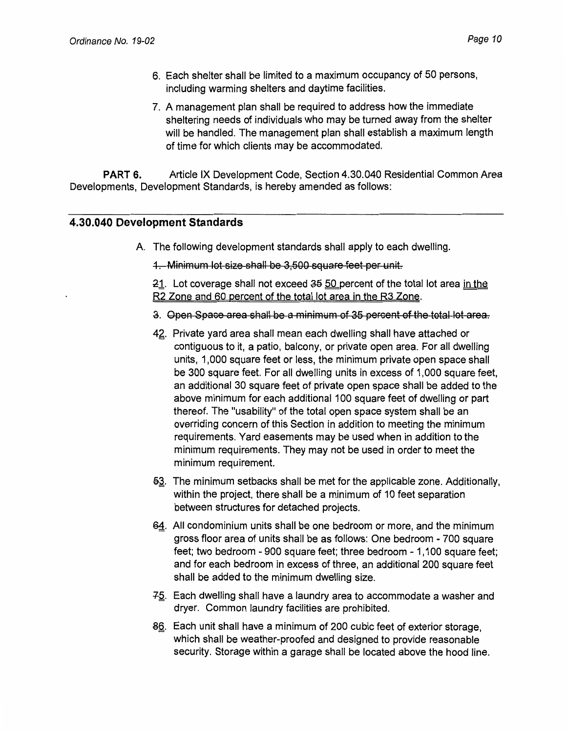6. Each shelter shall be limited to a maximum occupancy of 50 persons, including warming shelters and daytime facilities.

7. A management plan shall be required to address how the immediate sheltering needs of individuals who may be turned away from the shelter will be handled. The management plan shall establish a maximum length of time for which clients may be accommodated.

**PART 6.** Article IX Development Code, Section 4.30.040 Residential Common Area Developments, Development Standards, is hereby amended as follows:

---

## 4.30.040 Development Standards

A. The following development standards shall apply to each dwelling.

~~1. Minimum lot size shall be 3,500 square feet per unit.~~

~~2~~<u>1</u>. Lot coverage shall not exceed ~~35~~ <u>50</u> percent of the total lot area <u>in the R2 Zone and 60 percent of the total lot area in the R3 Zone</u>.

~~3. Open Space area shall be a minimum of 35 percent of the total lot area.~~

~~4~~<u>2</u>. Private yard area shall mean each dwelling shall have attached or contiguous to it, a patio, balcony, or private open area. For all dwelling units, 1,000 square feet or less, the minimum private open space shall be 300 square feet. For all dwelling units in excess of 1,000 square feet, an additional 30 square feet of private open space shall be added to the above minimum for each additional 100 square feet of dwelling or part thereof. The "usability" of the total open space system shall be an overriding concern of this Section in addition to meeting the minimum requirements. Yard easements may be used when in addition to the minimum requirements. They may not be used in order to meet the minimum requirement.

~~5~~<u>3</u>. The minimum setbacks shall be met for the applicable zone. Additionally, within the project, there shall be a minimum of 10 feet separation between structures for detached projects.

~~6~~<u>4</u>. All condominium units shall be one bedroom or more, and the minimum gross floor area of units shall be as follows: One bedroom - 700 square feet; two bedroom - 900 square feet; three bedroom - 1,100 square feet; and for each bedroom in excess of three, an additional 200 square feet shall be added to the minimum dwelling size.

~~7~~<u>5</u>. Each dwelling shall have a laundry area to accommodate a washer and dryer. Common laundry facilities are prohibited.

~~8~~<u>6</u>. Each unit shall have a minimum of 200 cubic feet of exterior storage, which shall be weather-proofed and designed to provide reasonable security. Storage within a garage shall be located above the hood line.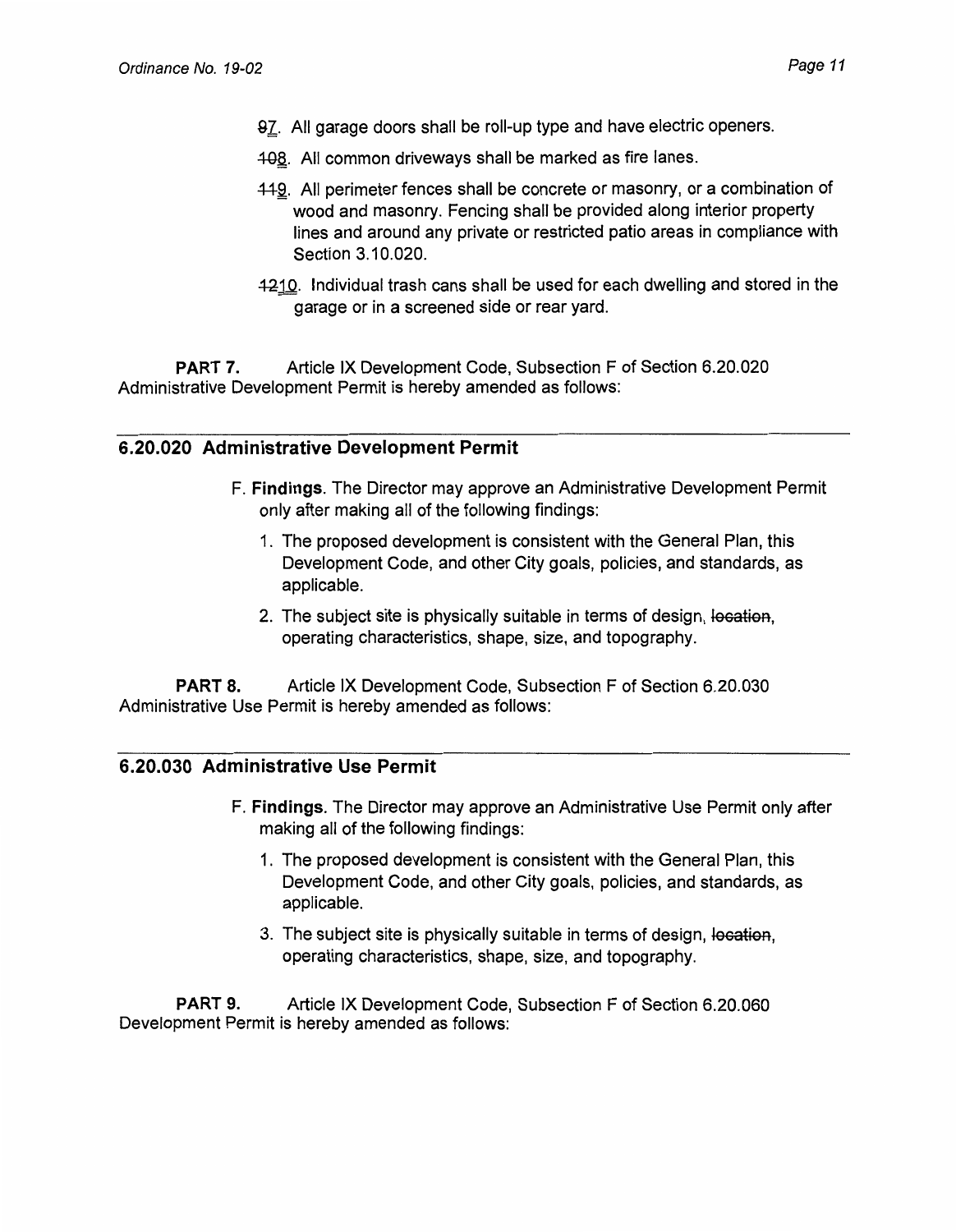~~9~~7. All garage doors shall be roll-up type and have electric openers.

~~10~~8. All common driveways shall be marked as fire lanes.

~~11~~9. All perimeter fences shall be concrete or masonry, or a combination of wood and masonry. Fencing shall be provided along interior property lines and around any private or restricted patio areas in compliance with Section 3.10.020.

~~12~~10. Individual trash cans shall be used for each dwelling and stored in the garage or in a screened side or rear yard.

**PART 7.** Article IX Development Code, Subsection F of Section 6.20.020 Administrative Development Permit is hereby amended as follows:

---

## 6.20.020 Administrative Development Permit

F. **Findings**. The Director may approve an Administrative Development Permit only after making all of the following findings:

1. The proposed development is consistent with the General Plan, this Development Code, and other City goals, policies, and standards, as applicable.
2. The subject site is physically suitable in terms of design, ~~location~~, operating characteristics, shape, size, and topography.

**PART 8.** Article IX Development Code, Subsection F of Section 6.20.030 Administrative Use Permit is hereby amended as follows:

---

## 6.20.030 Administrative Use Permit

F. **Findings**. The Director may approve an Administrative Use Permit only after making all of the following findings:

1. The proposed development is consistent with the General Plan, this Development Code, and other City goals, policies, and standards, as applicable.

3. The subject site is physically suitable in terms of design, ~~location~~, operating characteristics, shape, size, and topography.

**PART 9.** Article IX Development Code, Subsection F of Section 6.20.060 Development Permit is hereby amended as follows: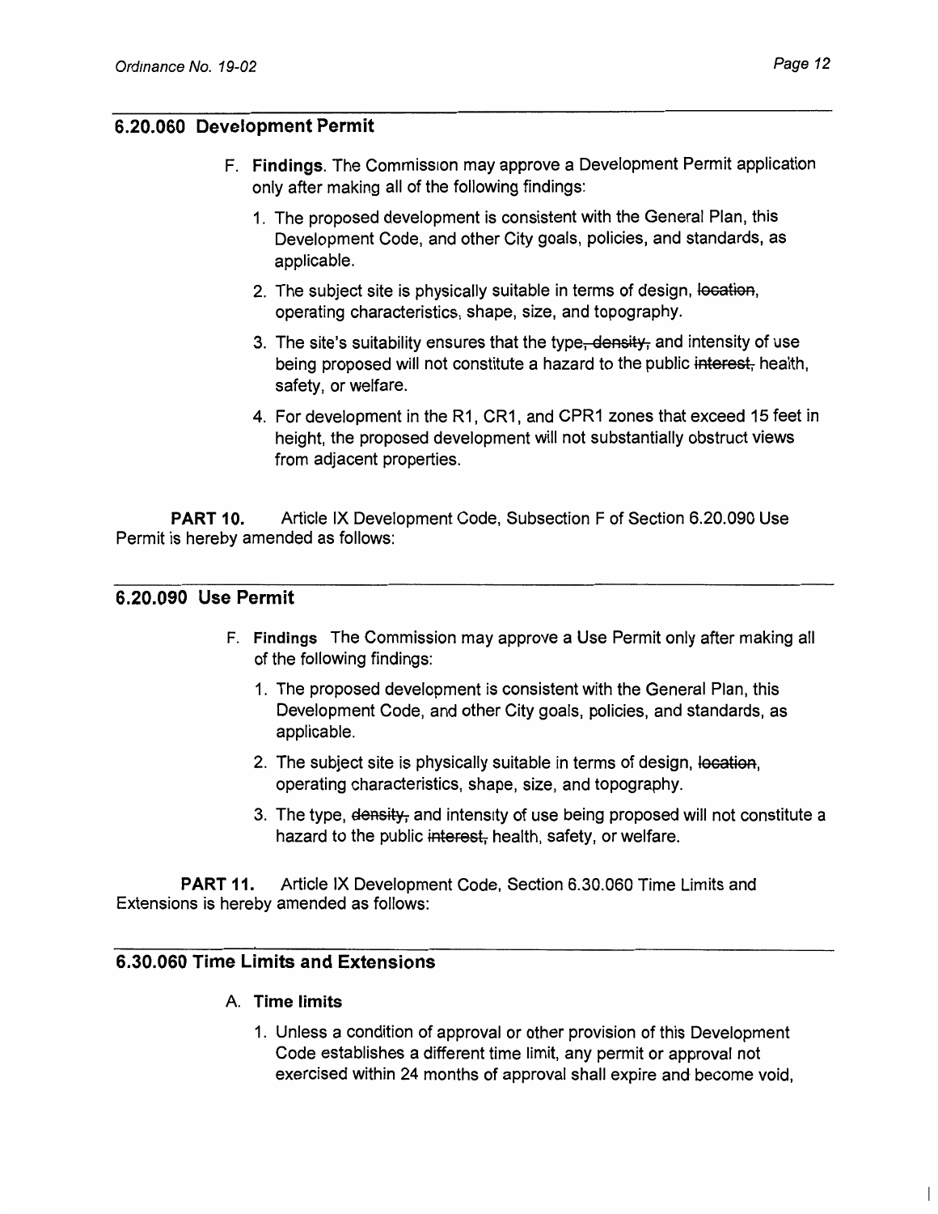## 6.20.060 Development Permit

F. **Findings**. The Commission may approve a Development Permit application only after making all of the following findings:

1. The proposed development is consistent with the General Plan, this Development Code, and other City goals, policies, and standards, as applicable.
2. The subject site is physically suitable in terms of design, ~~location,~~ operating characteristics, shape, size, and topography.
3. The site's suitability ensures that the type~~, density,~~ and intensity of use being proposed will not constitute a hazard to the public ~~interest,~~ health, safety, or welfare.
4. For development in the R1, CR1, and CPR1 zones that exceed 15 feet in height, the proposed development will not substantially obstruct views from adjacent properties.

**PART 10.** Article IX Development Code, Subsection F of Section 6.20.090 Use Permit is hereby amended as follows:

## 6.20.090 Use Permit

F. **Findings** The Commission may approve a Use Permit only after making all of the following findings:

1. The proposed development is consistent with the General Plan, this Development Code, and other City goals, policies, and standards, as applicable.
2. The subject site is physically suitable in terms of design, ~~location,~~ operating characteristics, shape, size, and topography.
3. The type, ~~density,~~ and intensity of use being proposed will not constitute a hazard to the public ~~interest,~~ health, safety, or welfare.

**PART 11.** Article IX Development Code, Section 6.30.060 Time Limits and Extensions is hereby amended as follows:

## 6.30.060 Time Limits and Extensions

A. **Time limits**

1. Unless a condition of approval or other provision of this Development Code establishes a different time limit, any permit or approval not exercised within 24 months of approval shall expire and become void,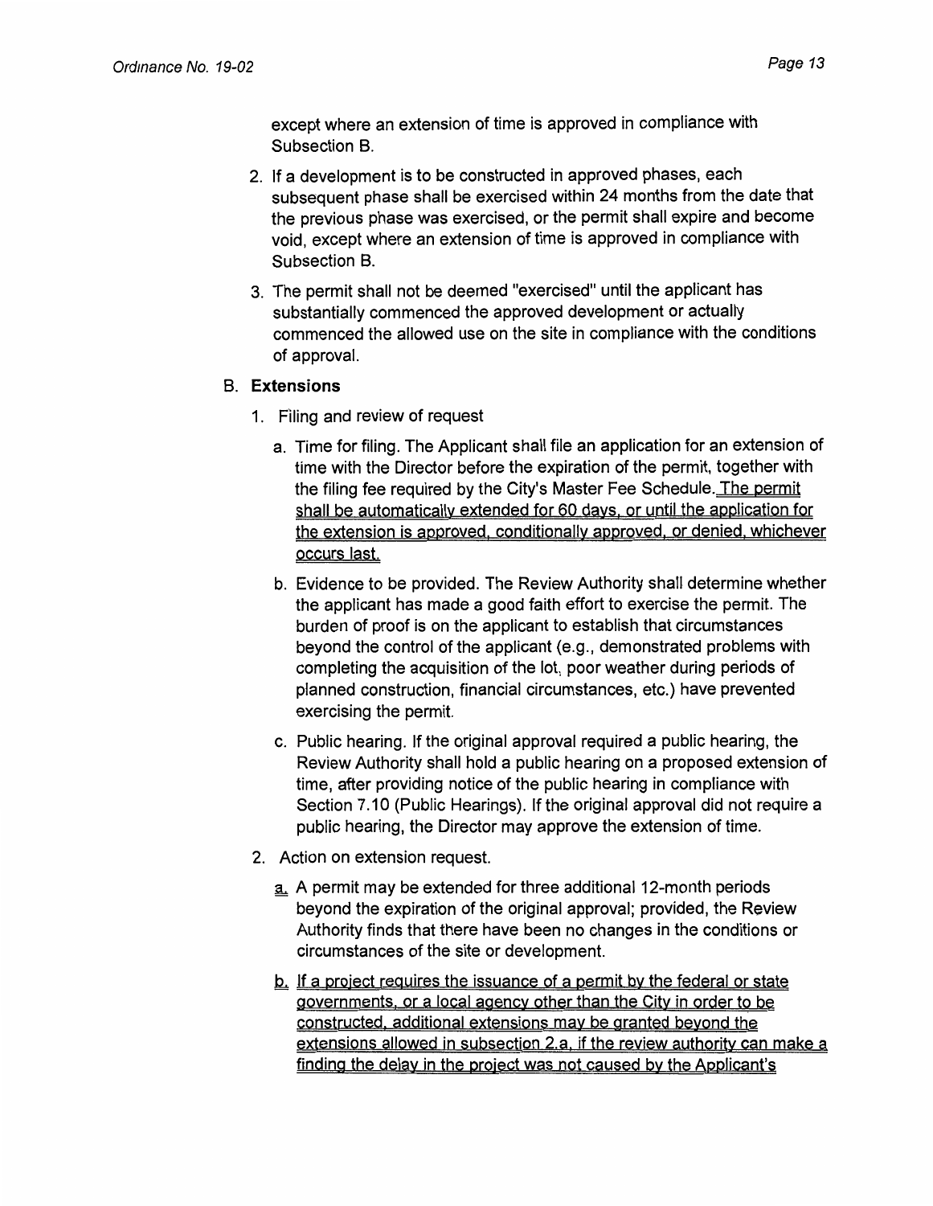except where an extension of time is approved in compliance with Subsection B.

2. If a development is to be constructed in approved phases, each subsequent phase shall be exercised within 24 months from the date that the previous phase was exercised, or the permit shall expire and become void, except where an extension of time is approved in compliance with Subsection B.

3. The permit shall not be deemed "exercised" until the applicant has substantially commenced the approved development or actually commenced the allowed use on the site in compliance with the conditions of approval.

B. **Extensions**

1. Filing and review of request

   a. Time for filing. The Applicant shall file an application for an extension of time with the Director before the expiration of the permit, together with the filing fee required by the City's Master Fee Schedule. <u>The permit shall be automatically extended for 60 days, or until the application for the extension is approved, conditionally approved, or denied, whichever occurs last.</u>

   b. Evidence to be provided. The Review Authority shall determine whether the applicant has made a good faith effort to exercise the permit. The burden of proof is on the applicant to establish that circumstances beyond the control of the applicant (e.g., demonstrated problems with completing the acquisition of the lot, poor weather during periods of planned construction, financial circumstances, etc.) have prevented exercising the permit.

   c. Public hearing. If the original approval required a public hearing, the Review Authority shall hold a public hearing on a proposed extension of time, after providing notice of the public hearing in compliance with Section 7.10 (Public Hearings). If the original approval did not require a public hearing, the Director may approve the extension of time.

2. Action on extension request.

   <u>a.</u> A permit may be extended for three additional 12-month periods beyond the expiration of the original approval; provided, the Review Authority finds that there have been no changes in the conditions or circumstances of the site or development.

   <u>b. If a project requires the issuance of a permit by the federal or state governments, or a local agency other than the City in order to be constructed, additional extensions may be granted beyond the extensions allowed in subsection 2.a. if the review authority can make a finding the delay in the project was not caused by the Applicant's</u>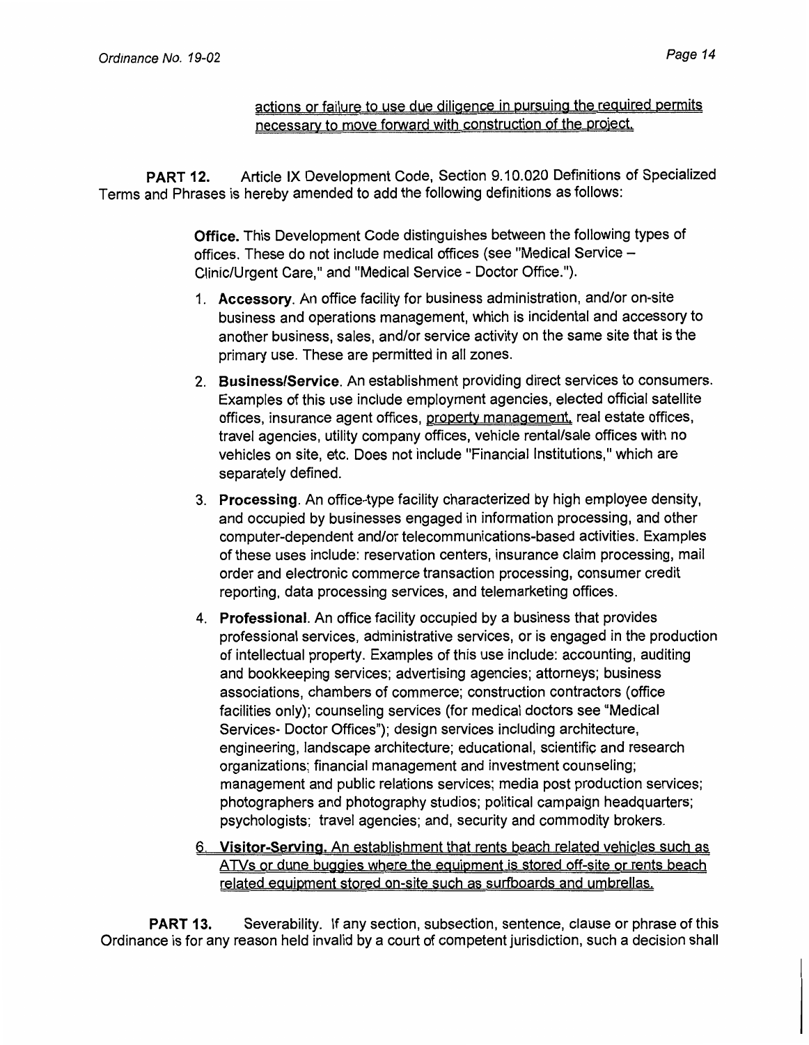actions or failure to use due diligence in pursuing the required permits necessary to move forward with construction of the project.

**PART 12.** Article IX Development Code, Section 9.10.020 Definitions of Specialized Terms and Phrases is hereby amended to add the following definitions as follows:

> **Office.** This Development Code distinguishes between the following types of offices. These do not include medical offices (see "Medical Service – Clinic/Urgent Care," and "Medical Service - Doctor Office.").
>
> 1. **Accessory**. An office facility for business administration, and/or on-site business and operations management, which is incidental and accessory to another business, sales, and/or service activity on the same site that is the primary use. These are permitted in all zones.
> 2. **Business/Service**. An establishment providing direct services to consumers. Examples of this use include employment agencies, elected official satellite offices, insurance agent offices, property management, real estate offices, travel agencies, utility company offices, vehicle rental/sale offices with no vehicles on site, etc. Does not include "Financial Institutions," which are separately defined.
> 3. **Processing**. An office-type facility characterized by high employee density, and occupied by businesses engaged in information processing, and other computer-dependent and/or telecommunications-based activities. Examples of these uses include: reservation centers, insurance claim processing, mail order and electronic commerce transaction processing, consumer credit reporting, data processing services, and telemarketing offices.
> 4. **Professional**. An office facility occupied by a business that provides professional services, administrative services, or is engaged in the production of intellectual property. Examples of this use include: accounting, auditing and bookkeeping services; advertising agencies; attorneys; business associations, chambers of commerce; construction contractors (office facilities only); counseling services (for medical doctors see "Medical Services- Doctor Offices"); design services including architecture, engineering, landscape architecture; educational, scientific and research organizations; financial management and investment counseling; management and public relations services; media post production services; photographers and photography studios; political campaign headquarters; psychologists; travel agencies; and, security and commodity brokers.
>
> 6. **Visitor-Serving.** An establishment that rents beach related vehicles such as ATVs or dune buggies where the equipment is stored off-site or rents beach related equipment stored on-site such as surfboards and umbrellas.

**PART 13.** Severability. If any section, subsection, sentence, clause or phrase of this Ordinance is for any reason held invalid by a court of competent jurisdiction, such a decision shall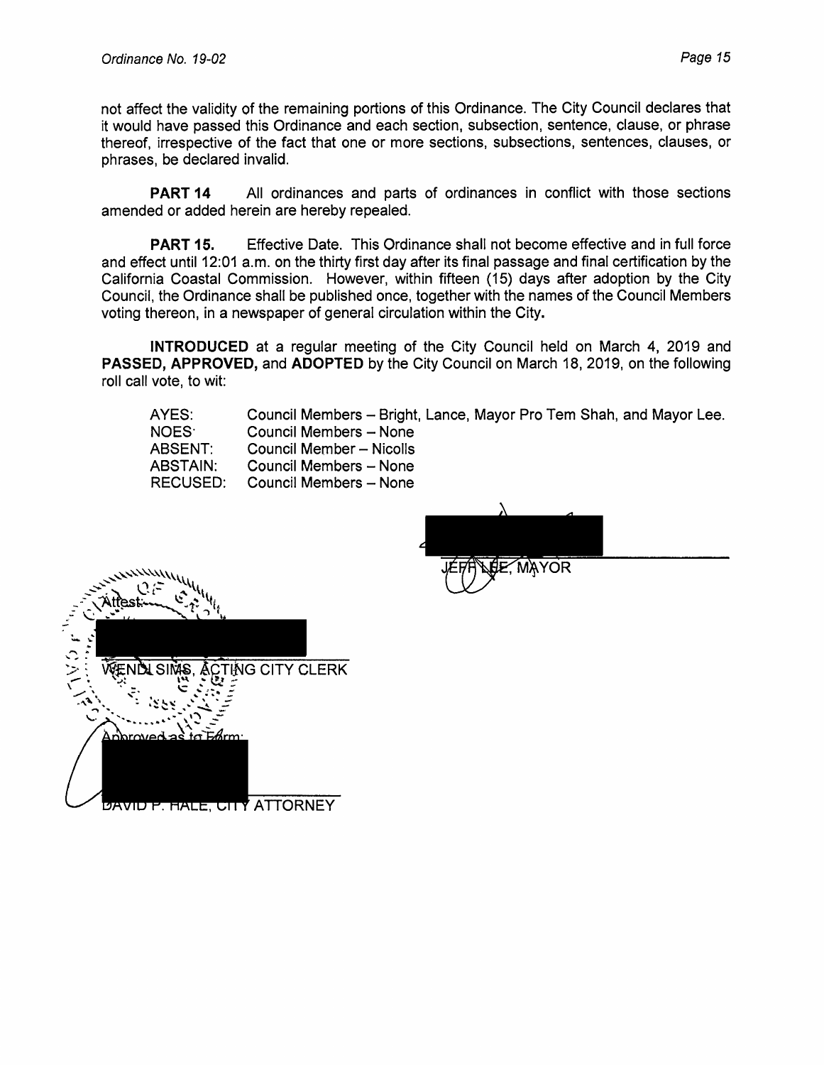not affect the validity of the remaining portions of this Ordinance. The City Council declares that it would have passed this Ordinance and each section, subsection, sentence, clause, or phrase thereof, irrespective of the fact that one or more sections, subsections, sentences, clauses, or phrases, be declared invalid.

**PART 14** All ordinances and parts of ordinances in conflict with those sections amended or added herein are hereby repealed.

**PART 15.** Effective Date. This Ordinance shall not become effective and in full force and effect until 12:01 a.m. on the thirty first day after its final passage and final certification by the California Coastal Commission. However, within fifteen (15) days after adoption by the City Council, the Ordinance shall be published once, together with the names of the Council Members voting thereon, in a newspaper of general circulation within the City.

**INTRODUCED** at a regular meeting of the City Council held on March 4, 2019 and **PASSED, APPROVED,** and **ADOPTED** by the City Council on March 18, 2019, on the following roll call vote, to wit:

AYES: Council Members – Bright, Lance, Mayor Pro Tem Shah, and Mayor Lee.
NOES: Council Members – None
ABSENT: Council Member – Nicolls
ABSTAIN: Council Members – None
RECUSED: Council Members – None

JEFF LEE, MAYOR

Attest:

WENDI SIMS, ACTING CITY CLERK

Approved as to Form:

DAVID P. HALE, CITY ATTORNEY